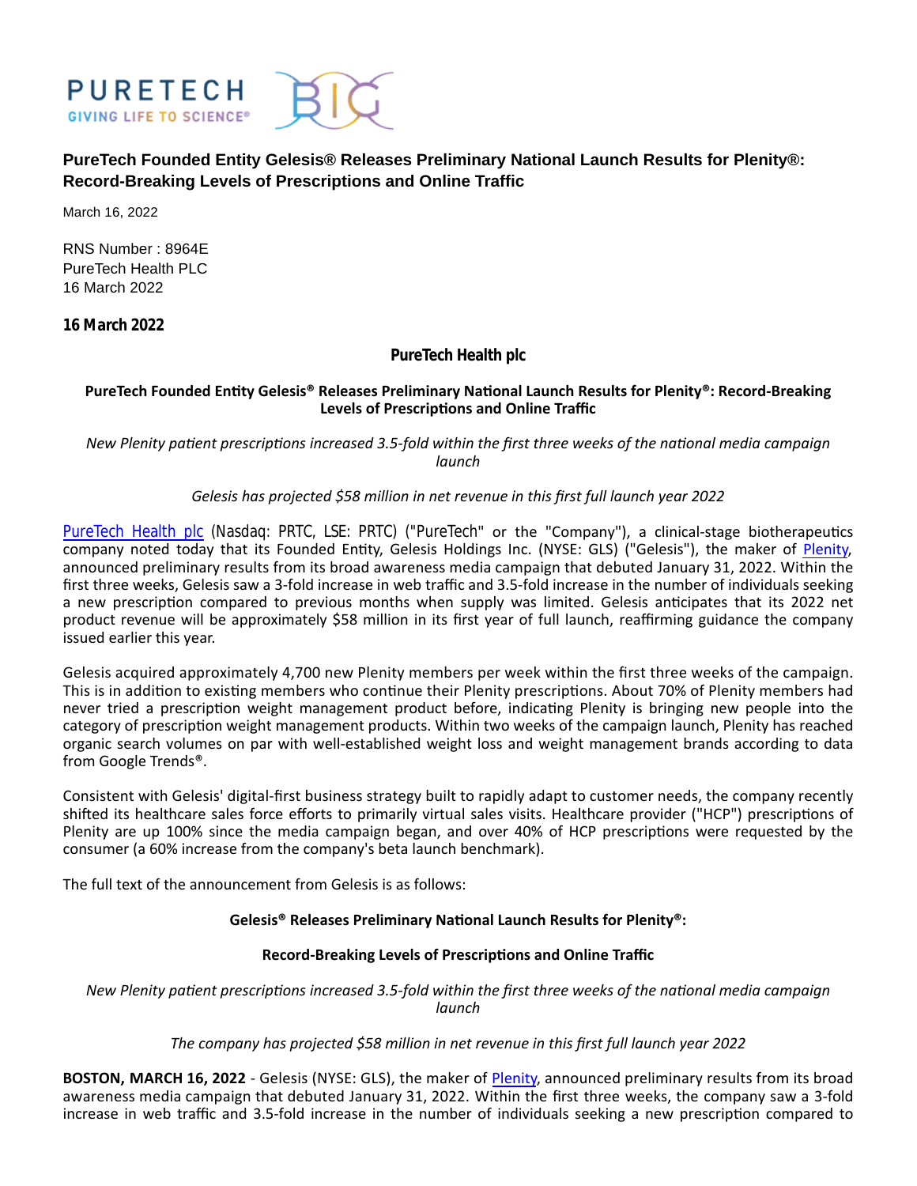# PureTech Founded Entity Gelesis® Releases Preliminary National Launch Results for Plenity®: Record-Breaking Levels of Prescriptions and Online Traffic

March 16, 2022

RNS Number : 8964E
PureTech Health PLC
16 March 2022

**16 March 2022**

**PureTech Health plc**

**PureTech Founded Entity Gelesis® Releases Preliminary National Launch Results for Plenity®: Record-Breaking Levels of Prescriptions and Online Traffic**

*New Plenity patient prescriptions increased 3.5-fold within the first three weeks of the national media campaign launch*

*Gelesis has projected $58 million in net revenue in this first full launch year 2022*

PureTech Health plc (Nasdaq: PRTC, LSE: PRTC) ("PureTech" or the "Company"), a clinical-stage biotherapeutics company noted today that its Founded Entity, Gelesis Holdings Inc. (NYSE: GLS) ("Gelesis"), the maker of Plenity, announced preliminary results from its broad awareness media campaign that debuted January 31, 2022. Within the first three weeks, Gelesis saw a 3-fold increase in web traffic and 3.5-fold increase in the number of individuals seeking a new prescription compared to previous months when supply was limited. Gelesis anticipates that its 2022 net product revenue will be approximately $58 million in its first year of full launch, reaffirming guidance the company issued earlier this year.

Gelesis acquired approximately 4,700 new Plenity members per week within the first three weeks of the campaign. This is in addition to existing members who continue their Plenity prescriptions. About 70% of Plenity members had never tried a prescription weight management product before, indicating Plenity is bringing new people into the category of prescription weight management products. Within two weeks of the campaign launch, Plenity has reached organic search volumes on par with well-established weight loss and weight management brands according to data from Google Trends®.

Consistent with Gelesis' digital-first business strategy built to rapidly adapt to customer needs, the company recently shifted its healthcare sales force efforts to primarily virtual sales visits. Healthcare provider ("HCP") prescriptions of Plenity are up 100% since the media campaign began, and over 40% of HCP prescriptions were requested by the consumer (a 60% increase from the company's beta launch benchmark).

The full text of the announcement from Gelesis is as follows:

**Gelesis® Releases Preliminary National Launch Results for Plenity®:**

**Record-Breaking Levels of Prescriptions and Online Traffic**

*New Plenity patient prescriptions increased 3.5-fold within the first three weeks of the national media campaign launch*

*The company has projected $58 million in net revenue in this first full launch year 2022*

**BOSTON, MARCH 16, 2022** - Gelesis (NYSE: GLS), the maker of Plenity, announced preliminary results from its broad awareness media campaign that debuted January 31, 2022. Within the first three weeks, the company saw a 3-fold increase in web traffic and 3.5-fold increase in the number of individuals seeking a new prescription compared to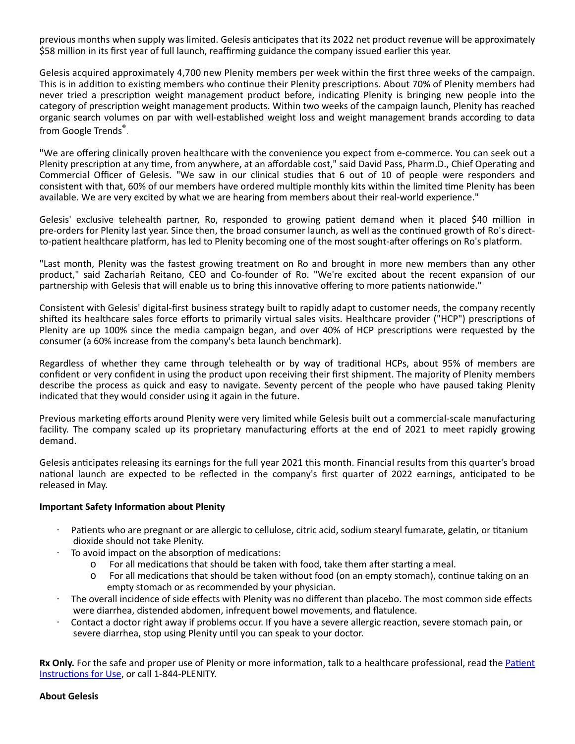previous months when supply was limited. Gelesis anticipates that its 2022 net product revenue will be approximately $58 million in its first year of full launch, reaffirming guidance the company issued earlier this year.

Gelesis acquired approximately 4,700 new Plenity members per week within the first three weeks of the campaign. This is in addition to existing members who continue their Plenity prescriptions. About 70% of Plenity members had never tried a prescription weight management product before, indicating Plenity is bringing new people into the category of prescription weight management products. Within two weeks of the campaign launch, Plenity has reached organic search volumes on par with well-established weight loss and weight management brands according to data from Google Trends®.

"We are offering clinically proven healthcare with the convenience you expect from e-commerce. You can seek out a Plenity prescription at any time, from anywhere, at an affordable cost," said David Pass, Pharm.D., Chief Operating and Commercial Officer of Gelesis. "We saw in our clinical studies that 6 out of 10 of people were responders and consistent with that, 60% of our members have ordered multiple monthly kits within the limited time Plenity has been available. We are very excited by what we are hearing from members about their real-world experience."

Gelesis' exclusive telehealth partner, Ro, responded to growing patient demand when it placed $40 million in pre-orders for Plenity last year. Since then, the broad consumer launch, as well as the continued growth of Ro's direct-to-patient healthcare platform, has led to Plenity becoming one of the most sought-after offerings on Ro's platform.

"Last month, Plenity was the fastest growing treatment on Ro and brought in more new members than any other product," said Zachariah Reitano, CEO and Co-founder of Ro. "We're excited about the recent expansion of our partnership with Gelesis that will enable us to bring this innovative offering to more patients nationwide."

Consistent with Gelesis' digital-first business strategy built to rapidly adapt to customer needs, the company recently shifted its healthcare sales force efforts to primarily virtual sales visits. Healthcare provider ("HCP") prescriptions of Plenity are up 100% since the media campaign began, and over 40% of HCP prescriptions were requested by the consumer (a 60% increase from the company's beta launch benchmark).

Regardless of whether they came through telehealth or by way of traditional HCPs, about 95% of members are confident or very confident in using the product upon receiving their first shipment. The majority of Plenity members describe the process as quick and easy to navigate. Seventy percent of the people who have paused taking Plenity indicated that they would consider using it again in the future.

Previous marketing efforts around Plenity were very limited while Gelesis built out a commercial-scale manufacturing facility. The company scaled up its proprietary manufacturing efforts at the end of 2021 to meet rapidly growing demand.

Gelesis anticipates releasing its earnings for the full year 2021 this month. Financial results from this quarter's broad national launch are expected to be reflected in the company's first quarter of 2022 earnings, anticipated to be released in May.

**Important Safety Information about Plenity**

- Patients who are pregnant or are allergic to cellulose, citric acid, sodium stearyl fumarate, gelatin, or titanium dioxide should not take Plenity.
- To avoid impact on the absorption of medications:
  - For all medications that should be taken with food, take them after starting a meal.
  - For all medications that should be taken without food (on an empty stomach), continue taking on an empty stomach or as recommended by your physician.
- The overall incidence of side effects with Plenity was no different than placebo. The most common side effects were diarrhea, distended abdomen, infrequent bowel movements, and flatulence.
- Contact a doctor right away if problems occur. If you have a severe allergic reaction, severe stomach pain, or severe diarrhea, stop using Plenity until you can speak to your doctor.

**Rx Only.** For the safe and proper use of Plenity or more information, talk to a healthcare professional, read the Patient Instructions for Use, or call 1-844-PLENITY.

**About Gelesis**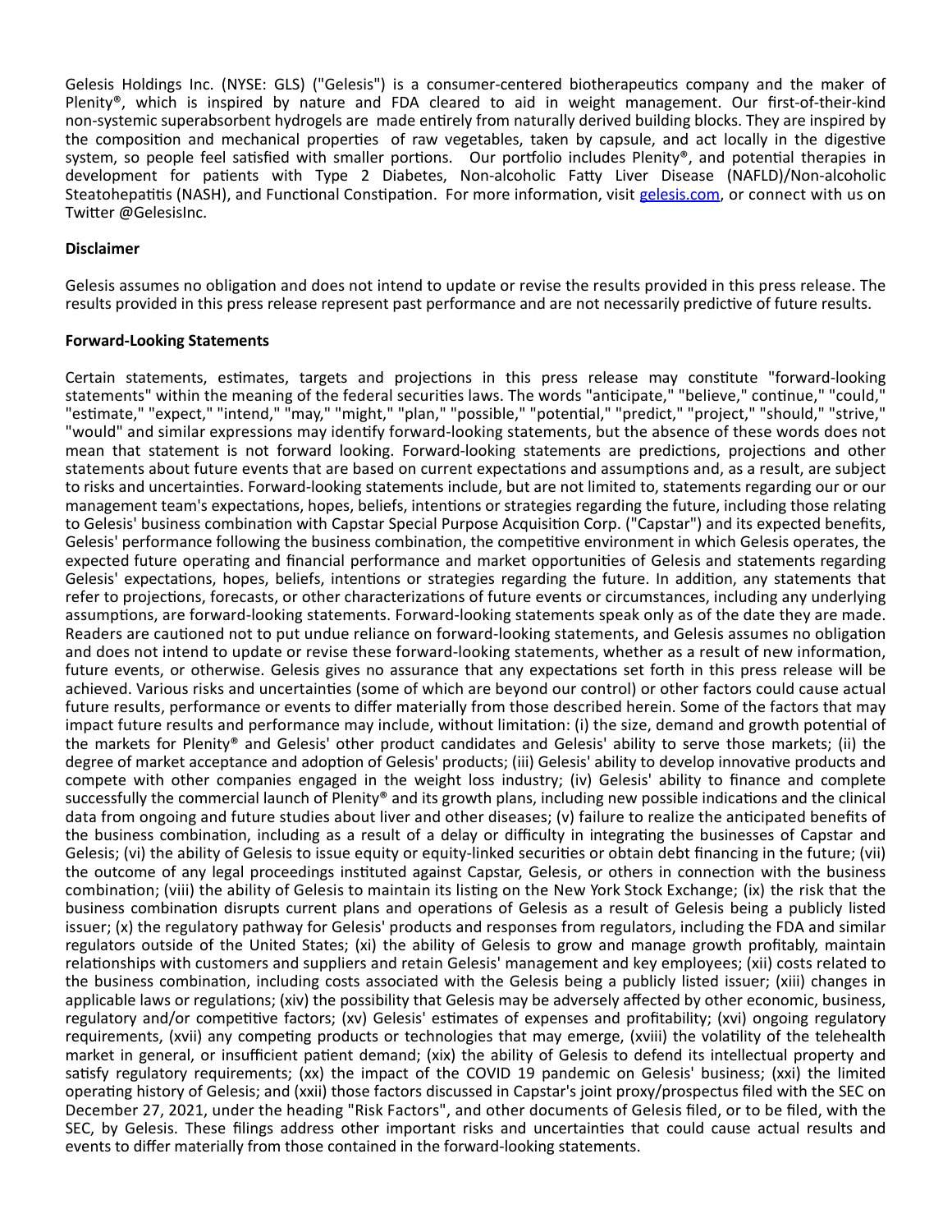Gelesis Holdings Inc. (NYSE: GLS) ("Gelesis") is a consumer-centered biotherapeutics company and the maker of Plenity®, which is inspired by nature and FDA cleared to aid in weight management. Our first-of-their-kind non-systemic superabsorbent hydrogels are made entirely from naturally derived building blocks. They are inspired by the composition and mechanical properties of raw vegetables, taken by capsule, and act locally in the digestive system, so people feel satisfied with smaller portions. Our portfolio includes Plenity®, and potential therapies in development for patients with Type 2 Diabetes, Non-alcoholic Fatty Liver Disease (NAFLD)/Non-alcoholic Steatohepatitis (NASH), and Functional Constipation. For more information, visit [gelesis.com](gelesis.com), or connect with us on Twitter @GelesisInc.

**Disclaimer**

Gelesis assumes no obligation and does not intend to update or revise the results provided in this press release. The results provided in this press release represent past performance and are not necessarily predictive of future results.

**Forward-Looking Statements**

Certain statements, estimates, targets and projections in this press release may constitute "forward-looking statements" within the meaning of the federal securities laws. The words "anticipate," "believe," continue," "could," "estimate," "expect," "intend," "may," "might," "plan," "possible," "potential," "predict," "project," "should," "strive," "would" and similar expressions may identify forward-looking statements, but the absence of these words does not mean that statement is not forward looking. Forward-looking statements are predictions, projections and other statements about future events that are based on current expectations and assumptions and, as a result, are subject to risks and uncertainties. Forward-looking statements include, but are not limited to, statements regarding our or our management team's expectations, hopes, beliefs, intentions or strategies regarding the future, including those relating to Gelesis' business combination with Capstar Special Purpose Acquisition Corp. ("Capstar") and its expected benefits, Gelesis' performance following the business combination, the competitive environment in which Gelesis operates, the expected future operating and financial performance and market opportunities of Gelesis and statements regarding Gelesis' expectations, hopes, beliefs, intentions or strategies regarding the future. In addition, any statements that refer to projections, forecasts, or other characterizations of future events or circumstances, including any underlying assumptions, are forward-looking statements. Forward-looking statements speak only as of the date they are made. Readers are cautioned not to put undue reliance on forward-looking statements, and Gelesis assumes no obligation and does not intend to update or revise these forward-looking statements, whether as a result of new information, future events, or otherwise. Gelesis gives no assurance that any expectations set forth in this press release will be achieved. Various risks and uncertainties (some of which are beyond our control) or other factors could cause actual future results, performance or events to differ materially from those described herein. Some of the factors that may impact future results and performance may include, without limitation: (i) the size, demand and growth potential of the markets for Plenity® and Gelesis' other product candidates and Gelesis' ability to serve those markets; (ii) the degree of market acceptance and adoption of Gelesis' products; (iii) Gelesis' ability to develop innovative products and compete with other companies engaged in the weight loss industry; (iv) Gelesis' ability to finance and complete successfully the commercial launch of Plenity® and its growth plans, including new possible indications and the clinical data from ongoing and future studies about liver and other diseases; (v) failure to realize the anticipated benefits of the business combination, including as a result of a delay or difficulty in integrating the businesses of Capstar and Gelesis; (vi) the ability of Gelesis to issue equity or equity-linked securities or obtain debt financing in the future; (vii) the outcome of any legal proceedings instituted against Capstar, Gelesis, or others in connection with the business combination; (viii) the ability of Gelesis to maintain its listing on the New York Stock Exchange; (ix) the risk that the business combination disrupts current plans and operations of Gelesis as a result of Gelesis being a publicly listed issuer; (x) the regulatory pathway for Gelesis' products and responses from regulators, including the FDA and similar regulators outside of the United States; (xi) the ability of Gelesis to grow and manage growth profitably, maintain relationships with customers and suppliers and retain Gelesis' management and key employees; (xii) costs related to the business combination, including costs associated with the Gelesis being a publicly listed issuer; (xiii) changes in applicable laws or regulations; (xiv) the possibility that Gelesis may be adversely affected by other economic, business, regulatory and/or competitive factors; (xv) Gelesis' estimates of expenses and profitability; (xvi) ongoing regulatory requirements, (xvii) any competing products or technologies that may emerge, (xviii) the volatility of the telehealth market in general, or insufficient patient demand; (xix) the ability of Gelesis to defend its intellectual property and satisfy regulatory requirements; (xx) the impact of the COVID 19 pandemic on Gelesis' business; (xxi) the limited operating history of Gelesis; and (xxii) those factors discussed in Capstar's joint proxy/prospectus filed with the SEC on December 27, 2021, under the heading "Risk Factors", and other documents of Gelesis filed, or to be filed, with the SEC, by Gelesis. These filings address other important risks and uncertainties that could cause actual results and events to differ materially from those contained in the forward-looking statements.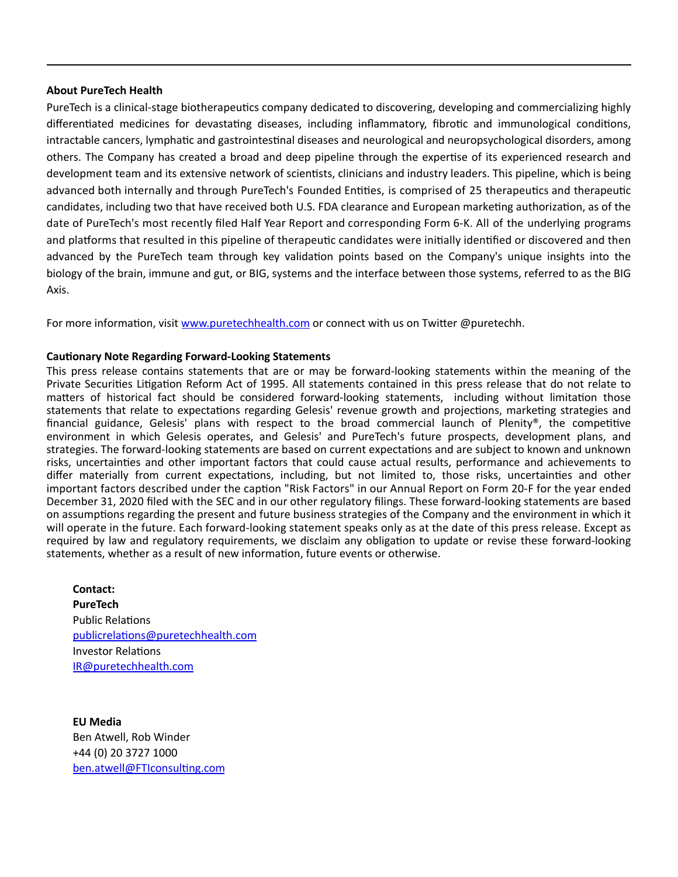---

**About PureTech Health**

PureTech is a clinical-stage biotherapeutics company dedicated to discovering, developing and commercializing highly differentiated medicines for devastating diseases, including inflammatory, fibrotic and immunological conditions, intractable cancers, lymphatic and gastrointestinal diseases and neurological and neuropsychological disorders, among others. The Company has created a broad and deep pipeline through the expertise of its experienced research and development team and its extensive network of scientists, clinicians and industry leaders. This pipeline, which is being advanced both internally and through PureTech's Founded Entities, is comprised of 25 therapeutics and therapeutic candidates, including two that have received both U.S. FDA clearance and European marketing authorization, as of the date of PureTech's most recently filed Half Year Report and corresponding Form 6-K. All of the underlying programs and platforms that resulted in this pipeline of therapeutic candidates were initially identified or discovered and then advanced by the PureTech team through key validation points based on the Company's unique insights into the biology of the brain, immune and gut, or BIG, systems and the interface between those systems, referred to as the BIG Axis.

For more information, visit [www.puretechhealth.com](http://www.puretechhealth.com) or connect with us on Twitter @puretechh.

**Cautionary Note Regarding Forward-Looking Statements**

This press release contains statements that are or may be forward-looking statements within the meaning of the Private Securities Litigation Reform Act of 1995. All statements contained in this press release that do not relate to matters of historical fact should be considered forward-looking statements, including without limitation those statements that relate to expectations regarding Gelesis' revenue growth and projections, marketing strategies and financial guidance, Gelesis' plans with respect to the broad commercial launch of Plenity®, the competitive environment in which Gelesis operates, and Gelesis' and PureTech's future prospects, development plans, and strategies. The forward-looking statements are based on current expectations and are subject to known and unknown risks, uncertainties and other important factors that could cause actual results, performance and achievements to differ materially from current expectations, including, but not limited to, those risks, uncertainties and other important factors described under the caption "Risk Factors" in our Annual Report on Form 20-F for the year ended December 31, 2020 filed with the SEC and in our other regulatory filings. These forward-looking statements are based on assumptions regarding the present and future business strategies of the Company and the environment in which it will operate in the future. Each forward-looking statement speaks only as at the date of this press release. Except as required by law and regulatory requirements, we disclaim any obligation to update or revise these forward-looking statements, whether as a result of new information, future events or otherwise.

**Contact:**
**PureTech**
Public Relations
[publicrelations@puretechhealth.com](mailto:publicrelations@puretechhealth.com)
Investor Relations
[IR@puretechhealth.com](mailto:IR@puretechhealth.com)

**EU Media**
Ben Atwell, Rob Winder
+44 (0) 20 3727 1000
[ben.atwell@FTIconsulting.com](mailto:ben.atwell@FTIconsulting.com)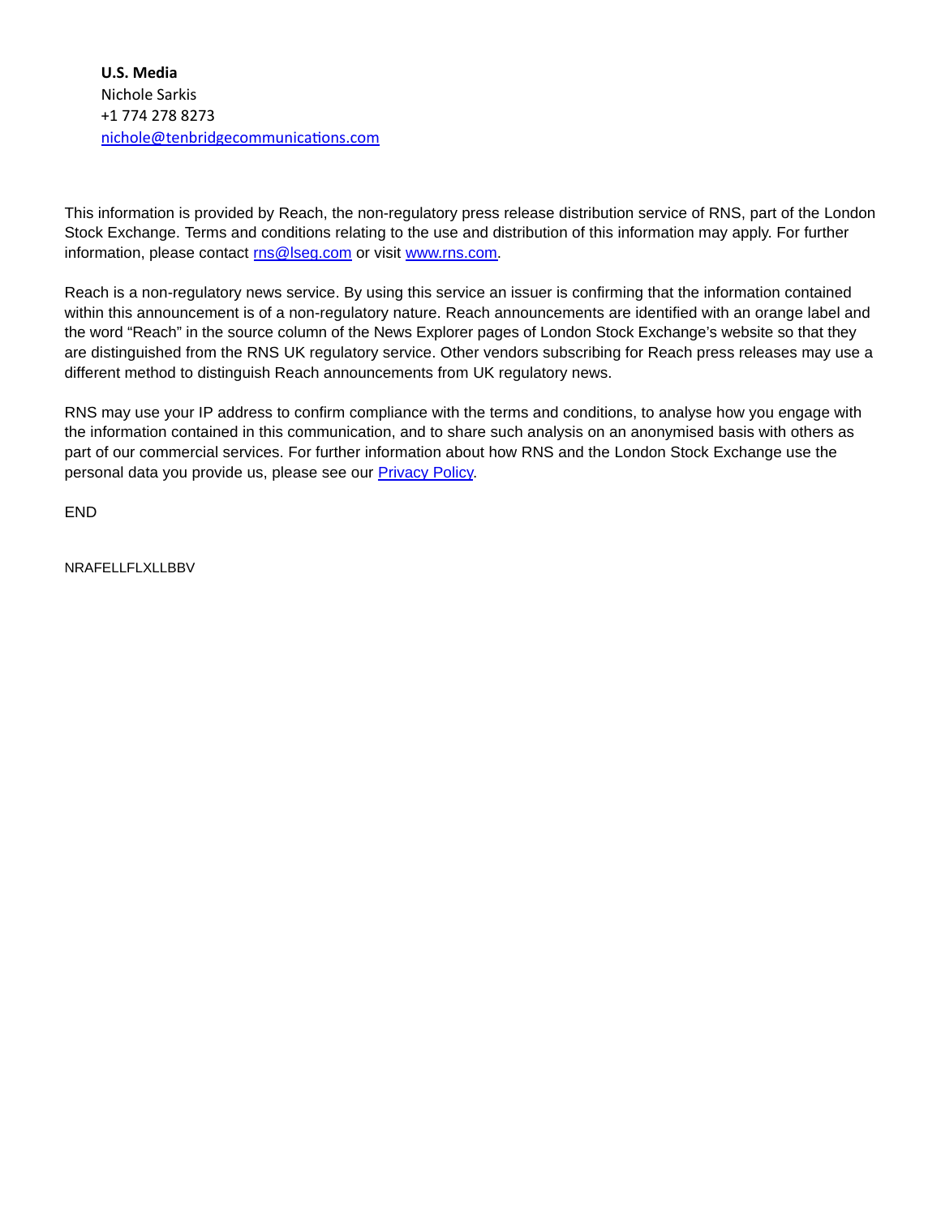**U.S. Media**
Nichole Sarkis
+1 774 278 8273
nichole@tenbridgecommunications.com

This information is provided by Reach, the non-regulatory press release distribution service of RNS, part of the London Stock Exchange. Terms and conditions relating to the use and distribution of this information may apply. For further information, please contact rns@lseg.com or visit www.rns.com.

Reach is a non-regulatory news service. By using this service an issuer is confirming that the information contained within this announcement is of a non-regulatory nature. Reach announcements are identified with an orange label and the word "Reach" in the source column of the News Explorer pages of London Stock Exchange's website so that they are distinguished from the RNS UK regulatory service. Other vendors subscribing for Reach press releases may use a different method to distinguish Reach announcements from UK regulatory news.

RNS may use your IP address to confirm compliance with the terms and conditions, to analyse how you engage with the information contained in this communication, and to share such analysis on an anonymised basis with others as part of our commercial services. For further information about how RNS and the London Stock Exchange use the personal data you provide us, please see our Privacy Policy.

END

NRAFELLFLXLLBBV